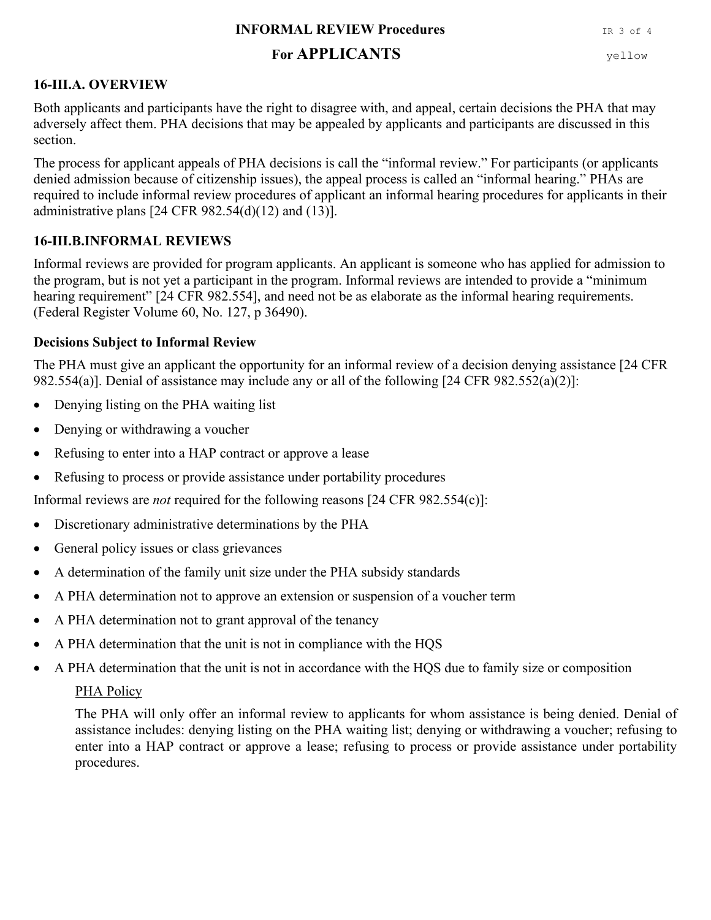# INFORMAL REVIEW Procedures

## For APPLICANTS

### 16-III.A. OVERVIEW

Both applicants and participants have the right to disagree with, and appeal, certain decisions the PHA that may adversely affect them. PHA decisions that may be appealed by applicants and participants are discussed in this section.

The process for applicant appeals of PHA decisions is call the "informal review." For participants (or applicants denied admission because of citizenship issues), the appeal process is called an "informal hearing." PHAs are required to include informal review procedures of applicant an informal hearing procedures for applicants in their administrative plans [24 CFR 982.54(d)(12) and (13)].

### 16-III.B.INFORMAL REVIEWS

Informal reviews are provided for program applicants. An applicant is someone who has applied for admission to the program, but is not yet a participant in the program. Informal reviews are intended to provide a "minimum hearing requirement" [24 CFR 982.554], and need not be as elaborate as the informal hearing requirements. (Federal Register Volume 60, No. 127, p 36490).

#### Decisions Subject to Informal Review

The PHA must give an applicant the opportunity for an informal review of a decision denying assistance [24 CFR 982.554(a)]. Denial of assistance may include any or all of the following [24 CFR 982.552(a)(2)]:

- Denying listing on the PHA waiting list
- Denying or withdrawing a voucher
- Refusing to enter into a HAP contract or approve a lease
- Refusing to process or provide assistance under portability procedures

Informal reviews are *not* required for the following reasons [24 CFR 982.554(c)]:

- Discretionary administrative determinations by the PHA
- General policy issues or class grievances
- A determination of the family unit size under the PHA subsidy standards
- A PHA determination not to approve an extension or suspension of a voucher term
- A PHA determination not to grant approval of the tenancy
- A PHA determination that the unit is not in compliance with the HQS
- A PHA determination that the unit is not in accordance with the HQS due to family size or composition

> PHA Policy
>
> The PHA will only offer an informal review to applicants for whom assistance is being denied. Denial of assistance includes: denying listing on the PHA waiting list; denying or withdrawing a voucher; refusing to enter into a HAP contract or approve a lease; refusing to process or provide assistance under portability procedures.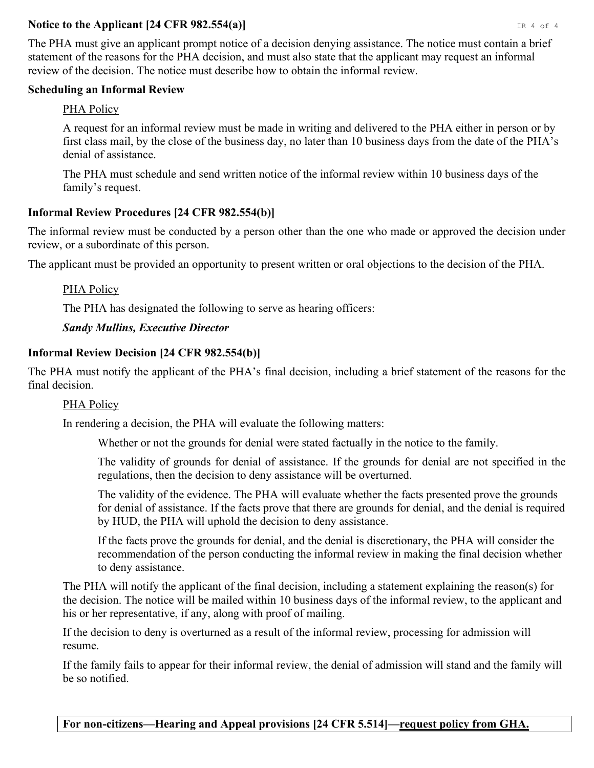**Notice to the Applicant [24 CFR 982.554(a)]**

The PHA must give an applicant prompt notice of a decision denying assistance. The notice must contain a brief statement of the reasons for the PHA decision, and must also state that the applicant may request an informal review of the decision. The notice must describe how to obtain the informal review.

**Scheduling an Informal Review**

<u>PHA Policy</u>

A request for an informal review must be made in writing and delivered to the PHA either in person or by first class mail, by the close of the business day, no later than 10 business days from the date of the PHA's denial of assistance.

The PHA must schedule and send written notice of the informal review within 10 business days of the family's request.

**Informal Review Procedures [24 CFR 982.554(b)]**

The informal review must be conducted by a person other than the one who made or approved the decision under review, or a subordinate of this person.

The applicant must be provided an opportunity to present written or oral objections to the decision of the PHA.

<u>PHA Policy</u>

The PHA has designated the following to serve as hearing officers:

***Sandy Mullins, Executive Director***

**Informal Review Decision [24 CFR 982.554(b)]**

The PHA must notify the applicant of the PHA's final decision, including a brief statement of the reasons for the final decision.

<u>PHA Policy</u>

In rendering a decision, the PHA will evaluate the following matters:

Whether or not the grounds for denial were stated factually in the notice to the family.

The validity of grounds for denial of assistance. If the grounds for denial are not specified in the regulations, then the decision to deny assistance will be overturned.

The validity of the evidence. The PHA will evaluate whether the facts presented prove the grounds for denial of assistance. If the facts prove that there are grounds for denial, and the denial is required by HUD, the PHA will uphold the decision to deny assistance.

If the facts prove the grounds for denial, and the denial is discretionary, the PHA will consider the recommendation of the person conducting the informal review in making the final decision whether to deny assistance.

The PHA will notify the applicant of the final decision, including a statement explaining the reason(s) for the decision. The notice will be mailed within 10 business days of the informal review, to the applicant and his or her representative, if any, along with proof of mailing.

If the decision to deny is overturned as a result of the informal review, processing for admission will resume.

If the family fails to appear for their informal review, the denial of admission will stand and the family will be so notified.

**For non-citizens—Hearing and Appeal provisions [24 CFR 5.514]—<u>request policy from GHA.</u>**